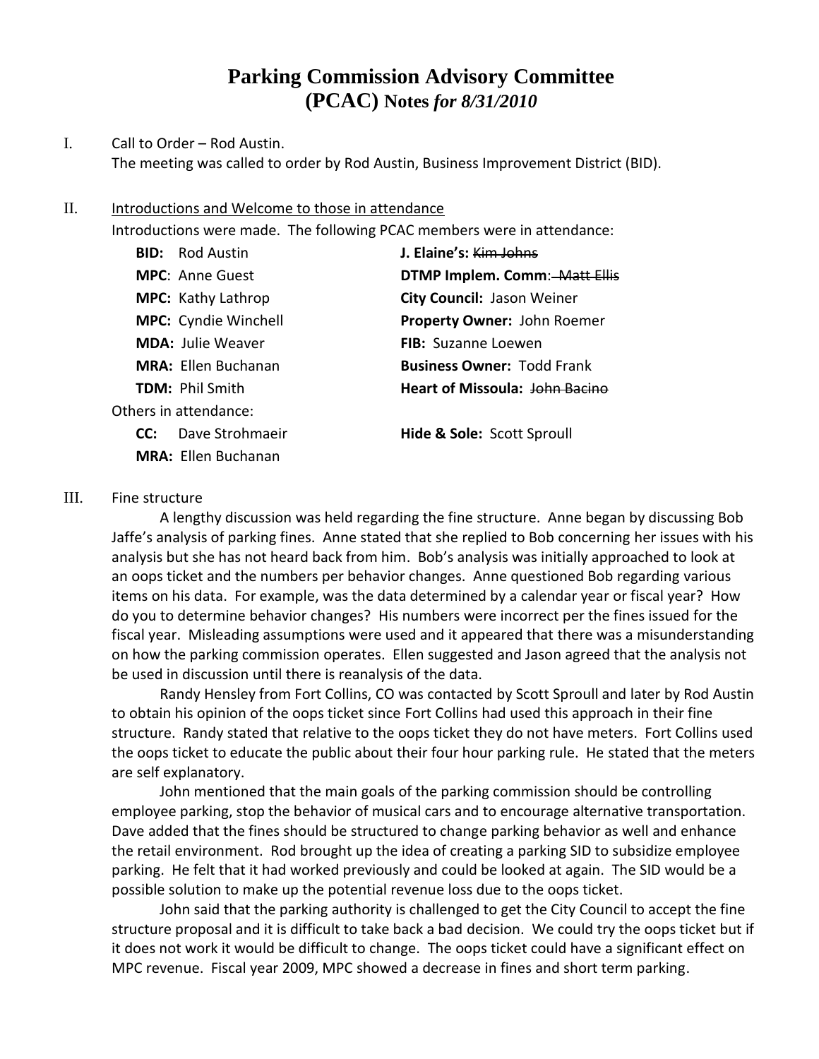# Parking Commission Advisory Committee (PCAC) Notes *for 8/31/2010*

I. Call to Order – Rod Austin.

The meeting was called to order by Rod Austin, Business Improvement District (BID).

II. Introductions and Welcome to those in attendance

Introductions were made. The following PCAC members were in attendance:

| | |
|---|---|
| **BID:** Rod Austin | **J. Elaine's:** ~~Kim Johns~~ |
| **MPC**: Anne Guest | **DTMP Implem. Comm**: ~~Matt Ellis~~ |
| **MPC:** Kathy Lathrop | **City Council:** Jason Weiner |
| **MPC:** Cyndie Winchell | **Property Owner:** John Roemer |
| **MDA:** Julie Weaver | **FIB:** Suzanne Loewen |
| **MRA:** Ellen Buchanan | **Business Owner:** Todd Frank |
| **TDM:** Phil Smith | **Heart of Missoula:** ~~John Bacino~~ |

Others in attendance:

| | |
|---|---|
| **CC:** Dave Strohmaeir | **Hide & Sole:** Scott Sproull |
| **MRA:** Ellen Buchanan | |

III. Fine structure

A lengthy discussion was held regarding the fine structure. Anne began by discussing Bob Jaffe's analysis of parking fines. Anne stated that she replied to Bob concerning her issues with his analysis but she has not heard back from him. Bob's analysis was initially approached to look at an oops ticket and the numbers per behavior changes. Anne questioned Bob regarding various items on his data. For example, was the data determined by a calendar year or fiscal year? How do you to determine behavior changes? His numbers were incorrect per the fines issued for the fiscal year. Misleading assumptions were used and it appeared that there was a misunderstanding on how the parking commission operates. Ellen suggested and Jason agreed that the analysis not be used in discussion until there is reanalysis of the data.

Randy Hensley from Fort Collins, CO was contacted by Scott Sproull and later by Rod Austin to obtain his opinion of the oops ticket since Fort Collins had used this approach in their fine structure. Randy stated that relative to the oops ticket they do not have meters. Fort Collins used the oops ticket to educate the public about their four hour parking rule. He stated that the meters are self explanatory.

John mentioned that the main goals of the parking commission should be controlling employee parking, stop the behavior of musical cars and to encourage alternative transportation. Dave added that the fines should be structured to change parking behavior as well and enhance the retail environment. Rod brought up the idea of creating a parking SID to subsidize employee parking. He felt that it had worked previously and could be looked at again. The SID would be a possible solution to make up the potential revenue loss due to the oops ticket.

John said that the parking authority is challenged to get the City Council to accept the fine structure proposal and it is difficult to take back a bad decision. We could try the oops ticket but if it does not work it would be difficult to change. The oops ticket could have a significant effect on MPC revenue. Fiscal year 2009, MPC showed a decrease in fines and short term parking.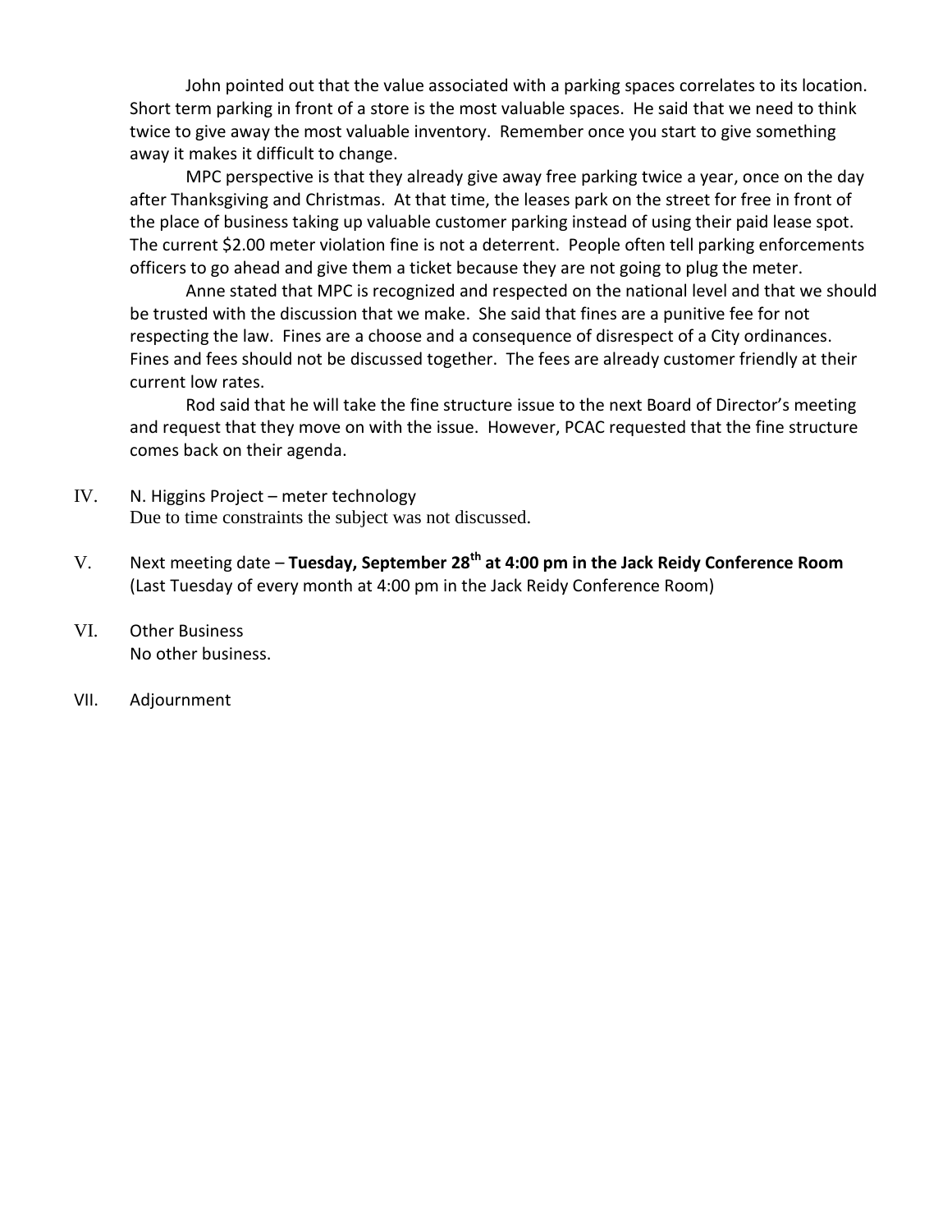John pointed out that the value associated with a parking spaces correlates to its location. Short term parking in front of a store is the most valuable spaces. He said that we need to think twice to give away the most valuable inventory. Remember once you start to give something away it makes it difficult to change.

MPC perspective is that they already give away free parking twice a year, once on the day after Thanksgiving and Christmas. At that time, the leases park on the street for free in front of the place of business taking up valuable customer parking instead of using their paid lease spot. The current $2.00 meter violation fine is not a deterrent. People often tell parking enforcements officers to go ahead and give them a ticket because they are not going to plug the meter.

Anne stated that MPC is recognized and respected on the national level and that we should be trusted with the discussion that we make. She said that fines are a punitive fee for not respecting the law. Fines are a choose and a consequence of disrespect of a City ordinances. Fines and fees should not be discussed together. The fees are already customer friendly at their current low rates.

Rod said that he will take the fine structure issue to the next Board of Director's meeting and request that they move on with the issue. However, PCAC requested that the fine structure comes back on their agenda.

IV. N. Higgins Project – meter technology
Due to time constraints the subject was not discussed.

V. Next meeting date – **Tuesday, September 28th at 4:00 pm in the Jack Reidy Conference Room** (Last Tuesday of every month at 4:00 pm in the Jack Reidy Conference Room)

VI. Other Business
No other business.

VII. Adjournment